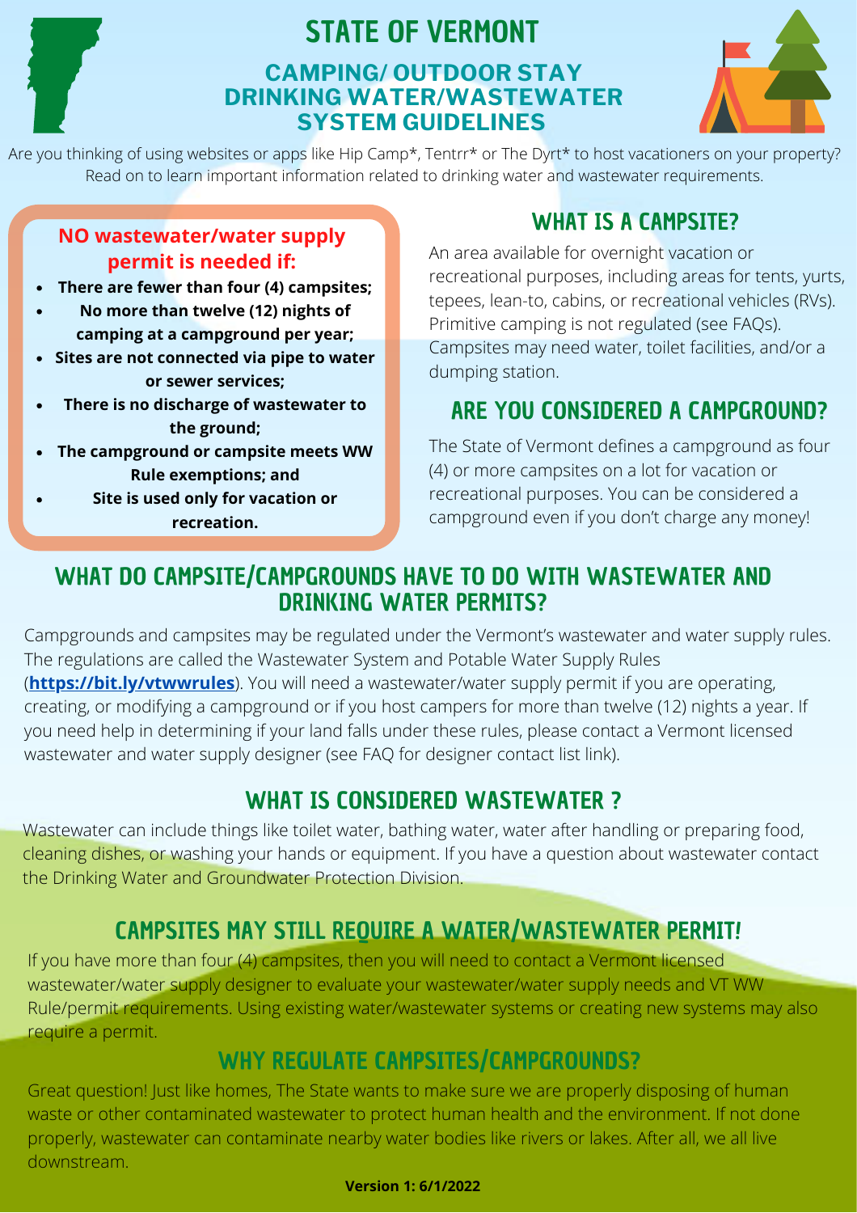# STATE OF VERMONT

## CAMPING/ OUTDOOR STAY DRINKING WATER/WASTEWATER SYSTEM GUIDELINES

Are you thinking of using websites or apps like Hip Camp*, Tentrr* or The Dyrt* to host vacationers on your property? Read on to learn important information related to drinking water and wastewater requirements.

### NO wastewater/water supply permit is needed if:

- **There are fewer than four (4) campsites;**
- **No more than twelve (12) nights of camping at a campground per year;**
- **Sites are not connected via pipe to water or sewer services;**
- **There is no discharge of wastewater to the ground;**
- **The campground or campsite meets WW Rule exemptions; and**
- **Site is used only for vacation or recreation.**

## WHAT IS A CAMPSITE?

An area available for overnight vacation or recreational purposes, including areas for tents, yurts, tepees, lean-to, cabins, or recreational vehicles (RVs). Primitive camping is not regulated (see FAQs). Campsites may need water, toilet facilities, and/or a dumping station.

## ARE YOU CONSIDERED A CAMPGROUND?

The State of Vermont defines a campground as four (4) or more campsites on a lot for vacation or recreational purposes. You can be considered a campground even if you don't charge any money!

## WHAT DO CAMPSITE/CAMPGROUNDS HAVE TO DO WITH WASTEWATER AND DRINKING WATER PERMITS?

Campgrounds and campsites may be regulated under the Vermont's wastewater and water supply rules. The regulations are called the Wastewater System and Potable Water Supply Rules (**https://bit.ly/vtwwrules**). You will need a wastewater/water supply permit if you are operating, creating, or modifying a campground or if you host campers for more than twelve (12) nights a year. If you need help in determining if your land falls under these rules, please contact a Vermont licensed wastewater and water supply designer (see FAQ for designer contact list link).

## WHAT IS CONSIDERED WASTEWATER ?

Wastewater can include things like toilet water, bathing water, water after handling or preparing food, cleaning dishes, or washing your hands or equipment. If you have a question about wastewater contact the Drinking Water and Groundwater Protection Division.

## CAMPSITES MAY STILL REQUIRE A WATER/WASTEWATER PERMIT!

If you have more than four (4) campsites, then you will need to contact a Vermont licensed wastewater/water supply designer to evaluate your wastewater/water supply needs and VT WW Rule/permit requirements. Using existing water/wastewater systems or creating new systems may also require a permit.

## WHY REGULATE CAMPSITES/CAMPGROUNDS?

Great question! Just like homes, The State wants to make sure we are properly disposing of human waste or other contaminated wastewater to protect human health and the environment. If not done properly, wastewater can contaminate nearby water bodies like rivers or lakes. After all, we all live downstream.

**Version 1: 6/1/2022**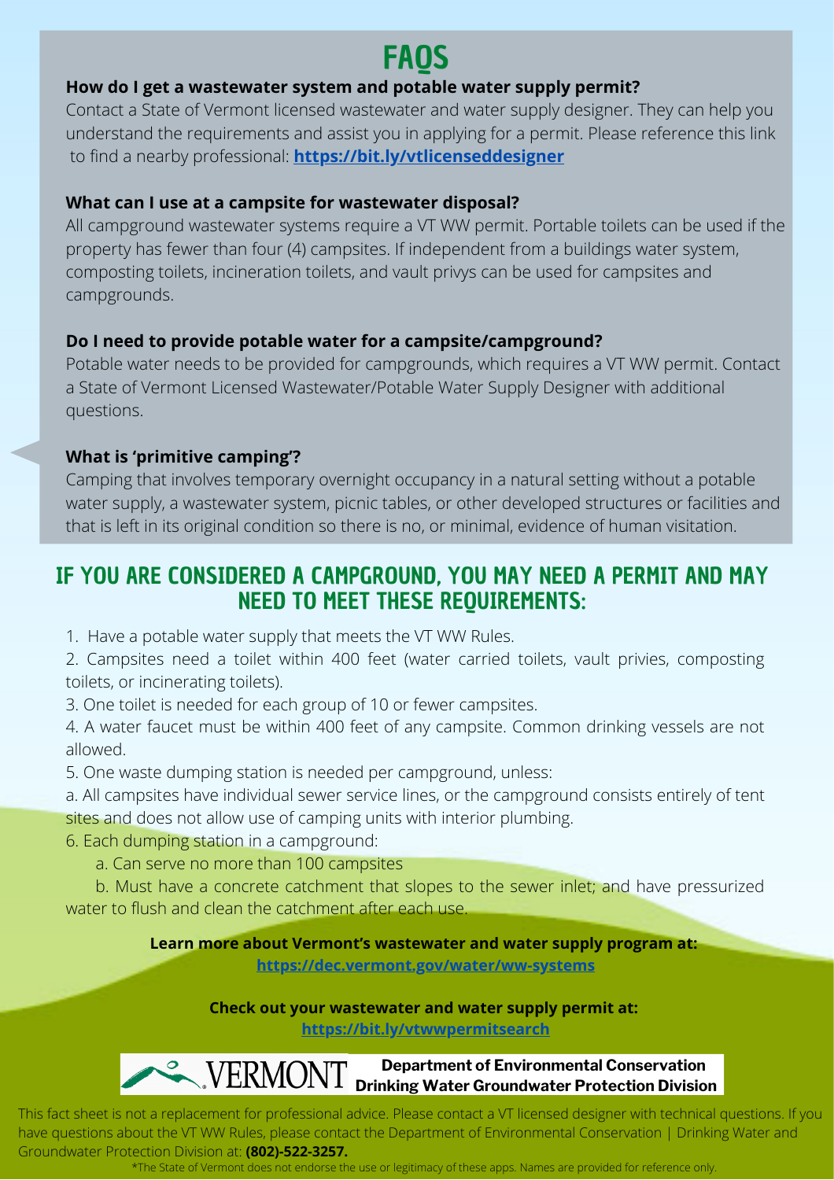# FAQS

**How do I get a wastewater system and potable water supply permit?**

Contact a State of Vermont licensed wastewater and water supply designer. They can help you understand the requirements and assist you in applying for a permit. Please reference this link to find a nearby professional: **https://bit.ly/vtlicenseddesigner**

**What can I use at a campsite for wastewater disposal?**

All campground wastewater systems require a VT WW permit. Portable toilets can be used if the property has fewer than four (4) campsites. If independent from a buildings water system, composting toilets, incineration toilets, and vault privys can be used for campsites and campgrounds.

**Do I need to provide potable water for a campsite/campground?**

Potable water needs to be provided for campgrounds, which requires a VT WW permit. Contact a State of Vermont Licensed Wastewater/Potable Water Supply Designer with additional questions.

**What is 'primitive camping'?**

Camping that involves temporary overnight occupancy in a natural setting without a potable water supply, a wastewater system, picnic tables, or other developed structures or facilities and that is left in its original condition so there is no, or minimal, evidence of human visitation.

## IF YOU ARE CONSIDERED A CAMPGROUND, YOU MAY NEED A PERMIT AND MAY NEED TO MEET THESE REQUIREMENTS:

1. Have a potable water supply that meets the VT WW Rules.
2. Campsites need a toilet within 400 feet (water carried toilets, vault privies, composting toilets, or incinerating toilets).
3. One toilet is needed for each group of 10 or fewer campsites.
4. A water faucet must be within 400 feet of any campsite. Common drinking vessels are not allowed.
5. One waste dumping station is needed per campground, unless:
   a. All campsites have individual sewer service lines, or the campground consists entirely of tent sites and does not allow use of camping units with interior plumbing.
6. Each dumping station in a campground:
   a. Can serve no more than 100 campsites
   b. Must have a concrete catchment that slopes to the sewer inlet; and have pressurized water to flush and clean the catchment after each use.

**Learn more about Vermont's wastewater and water supply program at:**
**https://dec.vermont.gov/water/ww-systems**

**Check out your wastewater and water supply permit at:**
**https://bit.ly/vtwwpermitsearch**

VERMONT **Department of Environmental Conservation**
**Drinking Water Groundwater Protection Division**

This fact sheet is not a replacement for professional advice. Please contact a VT licensed designer with technical questions. If you have questions about the VT WW Rules, please contact the Department of Environmental Conservation | Drinking Water and Groundwater Protection Division at: **(802)-522-3257.**

*The State of Vermont does not endorse the use or legitimacy of these apps. Names are provided for reference only.